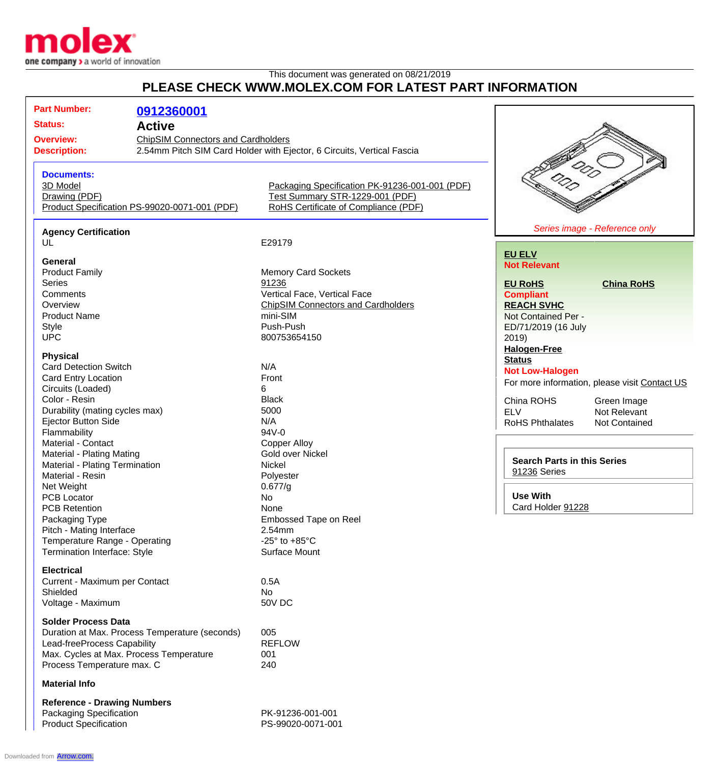This document was generated on 08/21/2019

# PLEASE CHECK WWW.MOLEX.COM FOR LATEST PART INFORMATION

**Part Number:** 0912360001
**Status:** Active
**Overview:** ChipSIM Connectors and Cardholders
**Description:** 2.54mm Pitch SIM Card Holder with Ejector, 6 Circuits, Vertical Fascia

**Documents:**

- 3D Model
- Drawing (PDF)
- Product Specification PS-99020-0071-001 (PDF)
- Packaging Specification PK-91236-001-001 (PDF)
- Test Summary STR-1229-001 (PDF)
- RoHS Certificate of Compliance (PDF)

*Series image - Reference only*

**EU ELV**
**Not Relevant**

**EU RoHS** **China RoHS**
**Compliant**

**REACH SVHC**
Not Contained Per - ED/71/2019 (16 July 2019)

**Halogen-Free Status**
**Not Low-Halogen**

For more information, please visit Contact US

| | |
|---|---|
| China ROHS | Green Image |
| ELV | Not Relevant |
| RoHS Phthalates | Not Contained |

**Search Parts in this Series**
91236 Series

**Use With**
Card Holder 91228

### Agency Certification

| | |
|---|---|
| UL | E29179 |

### General

| | |
|---|---|
| Product Family | Memory Card Sockets |
| Series | 91236 |
| Comments | Vertical Face, Vertical Face |
| Overview | ChipSIM Connectors and Cardholders |
| Product Name | mini-SIM |
| Style | Push-Push |
| UPC | 800753654150 |

### Physical

| | |
|---|---|
| Card Detection Switch | N/A |
| Card Entry Location | Front |
| Circuits (Loaded) | 6 |
| Color - Resin | Black |
| Durability (mating cycles max) | 5000 |
| Ejector Button Side | N/A |
| Flammability | 94V-0 |
| Material - Contact | Copper Alloy |
| Material - Plating Mating | Gold over Nickel |
| Material - Plating Termination | Nickel |
| Material - Resin | Polyester |
| Net Weight | 0.677/g |
| PCB Locator | No |
| PCB Retention | None |
| Packaging Type | Embossed Tape on Reel |
| Pitch - Mating Interface | 2.54mm |
| Temperature Range - Operating | -25° to +85°C |
| Termination Interface: Style | Surface Mount |

### Electrical

| | |
|---|---|
| Current - Maximum per Contact | 0.5A |
| Shielded | No |
| Voltage - Maximum | 50V DC |

### Solder Process Data

| | |
|---|---|
| Duration at Max. Process Temperature (seconds) | 005 |
| Lead-freeProcess Capability | REFLOW |
| Max. Cycles at Max. Process Temperature | 001 |
| Process Temperature max. C | 240 |

### Material Info

### Reference - Drawing Numbers

| | |
|---|---|
| Packaging Specification | PK-91236-001-001 |
| Product Specification | PS-99020-0071-001 |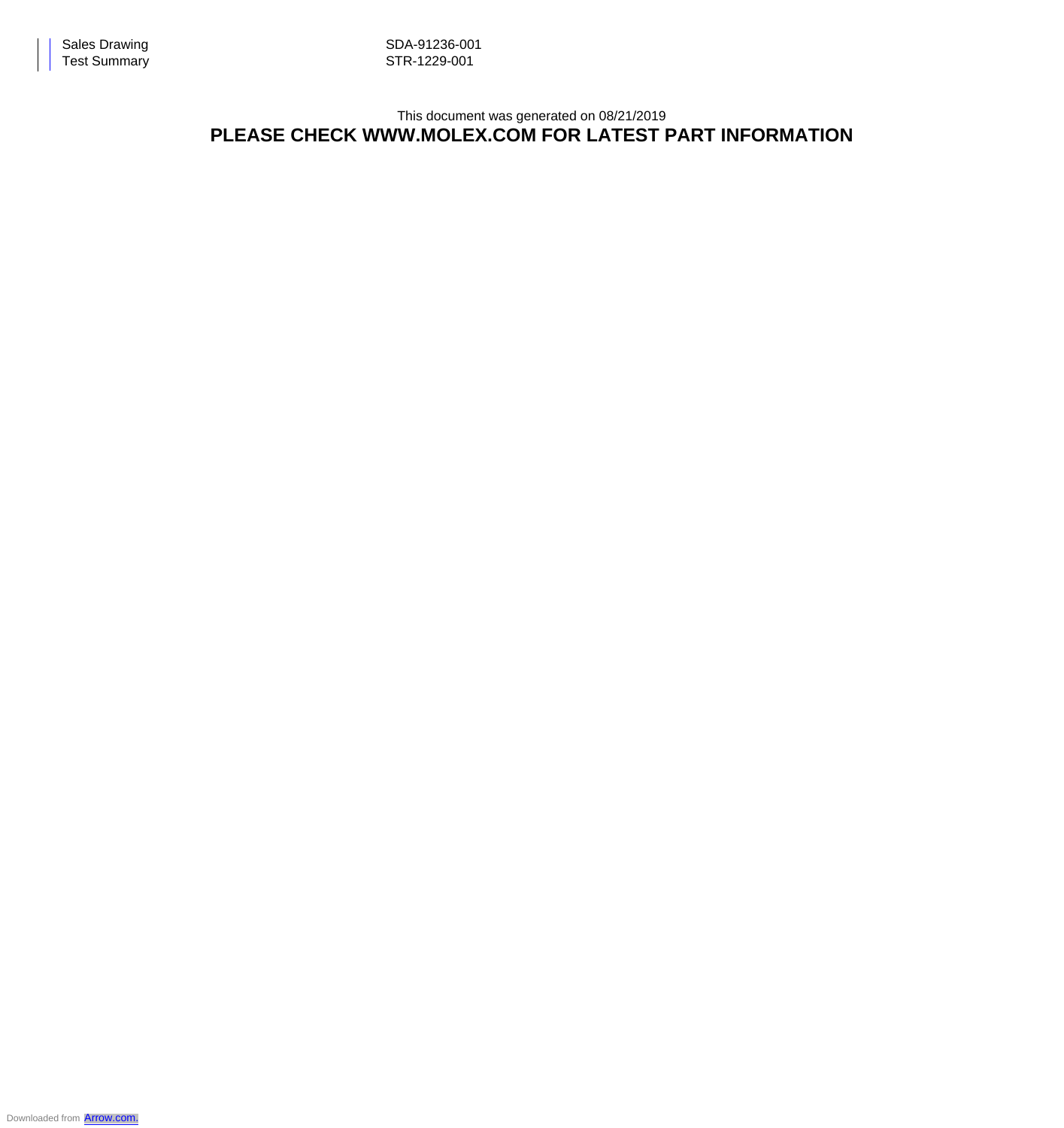| | |
|---|---|
| Sales Drawing | SDA-91236-001 |
| Test Summary | STR-1229-001 |

This document was generated on 08/21/2019

**PLEASE CHECK WWW.MOLEX.COM FOR LATEST PART INFORMATION**

Downloaded from Arrow.com.